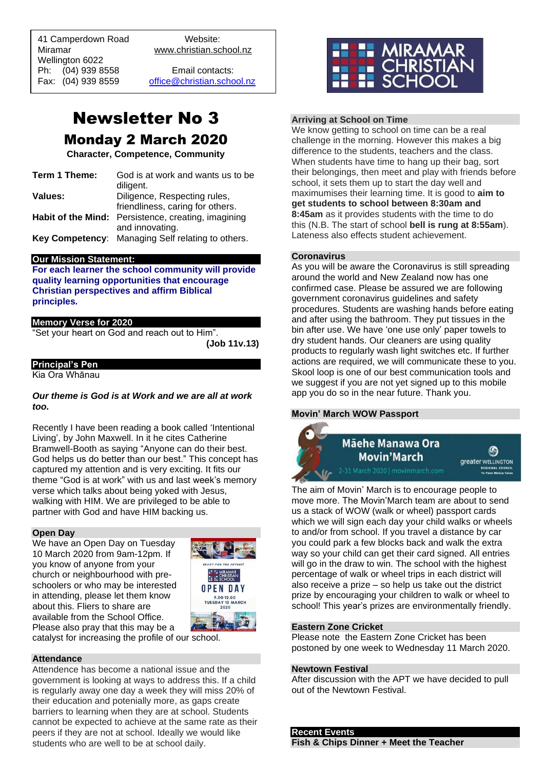41 Camperdown Road
Miramar
Wellington 6022
Ph: (04) 939 8558
Fax: (04) 939 8559

Website:
www.christian.school.nz

Email contacts:
office@christian.school.nz

MIRAMAR CHRISTIAN SCHOOL

# Newsletter No 3

## Monday 2 March 2020

**Character, Competence, Community**

| | |
|---|---|
| **Term 1 Theme:** | God is at work and wants us to be diligent. |
| **Values:** | Diligence, Respecting rules, friendliness, caring for others. |
| **Habit of the Mind:** | Persistence, creating, imagining and innovating. |
| **Key Competency**: | Managing Self relating to others. |

### Our Mission Statement:

**For each learner the school community will provide quality learning opportunities that encourage Christian perspectives and affirm Biblical principles.**

### Memory Verse for 2020

"Set your heart on God and reach out to Him".

**(Job 11v.13)**

### Principal's Pen

Kia Ora Whānau

***Our theme is God is at Work and we are all at work too.***

Recently I have been reading a book called 'Intentional Living', by John Maxwell. In it he cites Catherine Bramwell-Booth as saying "Anyone can do their best. God helps us do better than our best." This concept has captured my attention and is very exciting. It fits our theme "God is at work" with us and last week's memory verse which talks about being yoked with Jesus, walking with HIM. We are privileged to be able to partner with God and have HIM backing us.

### Open Day

We have an Open Day on Tuesday 10 March 2020 from 9am-12pm. If you know of anyone from your church or neighbourhood with pre-schoolers or who may be interested in attending, please let them know about this. Fliers to share are available from the School Office. Please also pray that this may be a catalyst for increasing the profile of our school.

### Attendance

Attendence has become a national issue and the government is looking at ways to address this. If a child is regularly away one day a week they will miss 20% of their education and potenially more, as gaps create barriers to learning when they are at school. Students cannot be expected to achieve at the same rate as their peers if they are not at school. Ideally we would like students who are well to be at school daily.

### Arriving at School on Time

We know getting to school on time can be a real challenge in the morning. However this makes a big difference to the students, teachers and the class. When students have time to hang up their bag, sort their belongings, then meet and play with friends before school, it sets them up to start the day well and maximumises their learning time. It is good to **aim to get students to school between 8:30am and 8:45am** as it provides students with the time to do this (N.B. The start of school **bell is rung at 8:55am**). Lateness also effects student achievement.

### Coronavirus

As you will be aware the Coronavirus is still spreading around the world and New Zealand now has one confirmed case. Please be assured we are following government coronavirus guidelines and safety procedures. Students are washing hands before eating and after using the bathroom. They put tissues in the bin after use. We have 'one use only' paper towels to dry student hands. Our cleaners are using quality products to regularly wash light switches etc. If further actions are required, we will communicate these to you. Skool loop is one of our best communication tools and we suggest if you are not yet signed up to this mobile app you do so in the near future. Thank you.

### Movin' March WOW Passport

Māehe Manawa Ora Movin'March
2-31 March 2020 | movinmarch.com
greater WELLINGTON REGIONAL COUNCIL Te Pane Matua Taiao

The aim of Movin' March is to encourage people to move more. The Movin'March team are about to send us a stack of WOW (walk or wheel) passport cards which we will sign each day your child walks or wheels to and/or from school. If you travel a distance by car you could park a few blocks back and walk the extra way so your child can get their card signed. All entries will go in the draw to win. The school with the highest percentage of walk or wheel trips in each district will also receive a prize – so help us take out the district prize by encouraging your children to walk or wheel to school! This year's prizes are environmentally friendly.

### Eastern Zone Cricket

Please note the Eastern Zone Cricket has been postoned by one week to Wednesday 11 March 2020.

### Newtown Festival

After discussion with the APT we have decided to pull out of the Newtown Festival.

### Recent Events

**Fish & Chips Dinner + Meet the Teacher**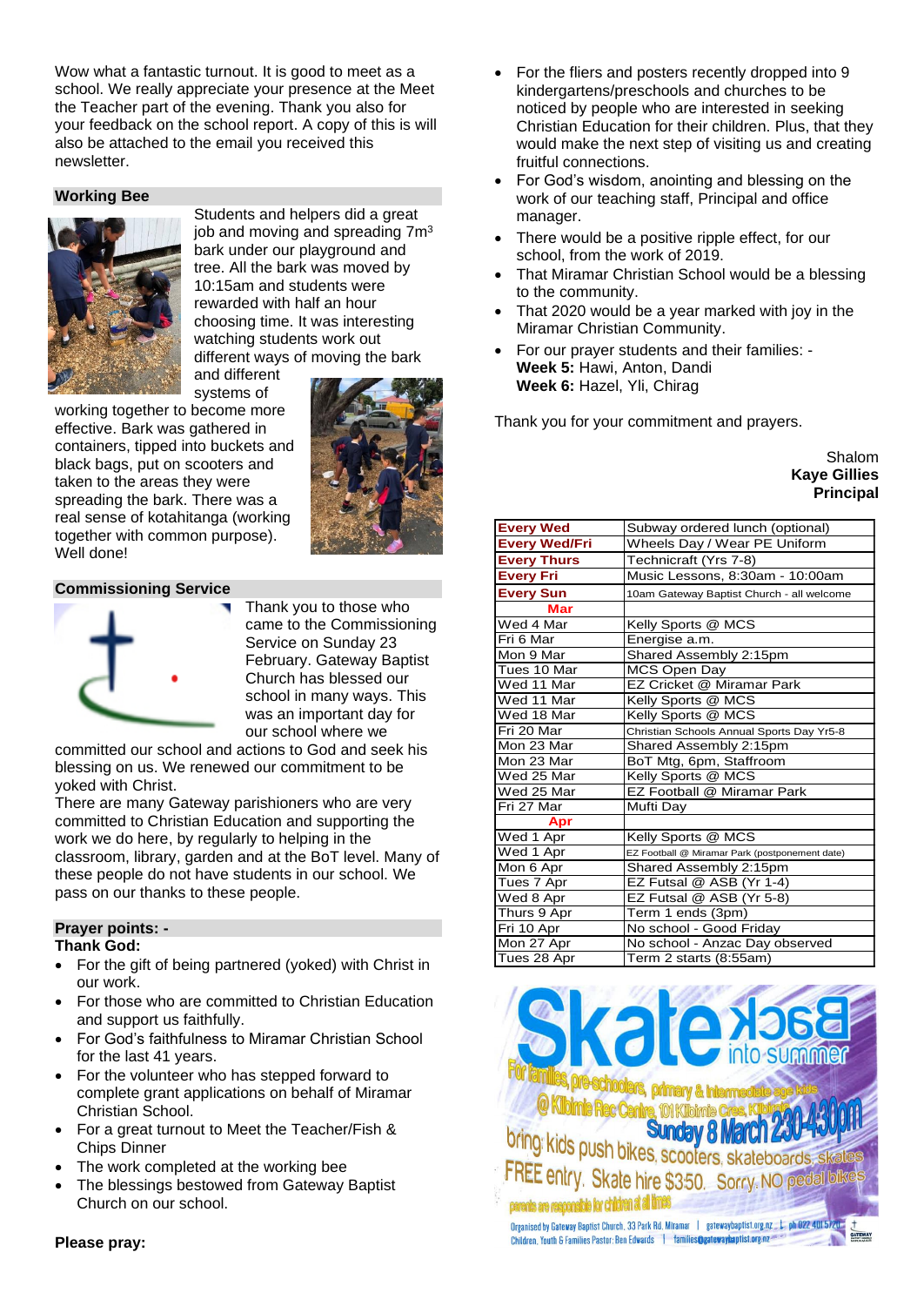Wow what a fantastic turnout. It is good to meet as a school. We really appreciate your presence at the Meet the Teacher part of the evening. Thank you also for your feedback on the school report. A copy of this is will also be attached to the email you received this newsletter.

## Working Bee

Students and helpers did a great job and moving and spreading 7m$^3$ bark under our playground and tree. All the bark was moved by 10:15am and students were rewarded with half an hour choosing time. It was interesting watching students work out different ways of moving the bark and different systems of working together to become more effective. Bark was gathered in containers, tipped into buckets and black bags, put on scooters and taken to the areas they were spreading the bark. There was a real sense of kotahitanga (working together with common purpose). Well done!

## Commissioning Service

Thank you to those who came to the Commissioning Service on Sunday 23 February. Gateway Baptist Church has blessed our school in many ways. This was an important day for our school where we committed our school and actions to God and seek his blessing on us. We renewed our commitment to be yoked with Christ.

There are many Gateway parishioners who are very committed to Christian Education and supporting the work we do here, by regularly to helping in the classroom, library, garden and at the BoT level. Many of these people do not have students in our school. We pass on our thanks to these people.

## Prayer points: -

**Thank God:**

- For the gift of being partnered (yoked) with Christ in our work.
- For those who are committed to Christian Education and support us faithfully.
- For God's faithfulness to Miramar Christian School for the last 41 years.
- For the volunteer who has stepped forward to complete grant applications on behalf of Miramar Christian School.
- For a great turnout to Meet the Teacher/Fish & Chips Dinner
- The work completed at the working bee
- The blessings bestowed from Gateway Baptist Church on our school.

**Please pray:**

- For the fliers and posters recently dropped into 9 kindergartens/preschools and churches to be noticed by people who are interested in seeking Christian Education for their children. Plus, that they would make the next step of visiting us and creating fruitful connections.
- For God's wisdom, anointing and blessing on the work of our teaching staff, Principal and office manager.
- There would be a positive ripple effect, for our school, from the work of 2019.
- That Miramar Christian School would be a blessing to the community.
- That 2020 would be a year marked with joy in the Miramar Christian Community.
- For our prayer students and their families: -
  **Week 5:** Hawi, Anton, Dandi
  **Week 6:** Hazel, Yli, Chirag

Thank you for your commitment and prayers.

Shalom
**Kaye Gillies**
**Principal**

| | |
|---|---|
| **Every Wed** | Subway ordered lunch (optional) |
| **Every Wed/Fri** | Wheels Day / Wear PE Uniform |
| **Every Thurs** | Technicraft (Yrs 7-8) |
| **Every Fri** | Music Lessons, 8:30am - 10:00am |
| **Every Sun** | 10am Gateway Baptist Church - all welcome |
| **Mar** | |
| Wed 4 Mar | Kelly Sports @ MCS |
| Fri 6 Mar | Energise a.m. |
| Mon 9 Mar | Shared Assembly 2:15pm |
| Tues 10 Mar | MCS Open Day |
| Wed 11 Mar | EZ Cricket @ Miramar Park |
| Wed 11 Mar | Kelly Sports @ MCS |
| Wed 18 Mar | Kelly Sports @ MCS |
| Fri 20 Mar | Christian Schools Annual Sports Day Yr5-8 |
| Mon 23 Mar | Shared Assembly 2:15pm |
| Mon 23 Mar | BoT Mtg, 6pm, Staffroom |
| Wed 25 Mar | Kelly Sports @ MCS |
| Wed 25 Mar | EZ Football @ Miramar Park |
| Fri 27 Mar | Mufti Day |
| **Apr** | |
| Wed 1 Apr | Kelly Sports @ MCS |
| Wed 1 Apr | EZ Football @ Miramar Park (postponement date) |
| Mon 6 Apr | Shared Assembly 2:15pm |
| Tues 7 Apr | EZ Futsal @ ASB (Yr 1-4) |
| Wed 8 Apr | EZ Futsal @ ASB (Yr 5-8) |
| Thurs 9 Apr | Term 1 ends (3pm) |
| Fri 10 Apr | No school - Good Friday |
| Mon 27 Apr | No school - Anzac Day observed |
| Tues 28 Apr | Term 2 starts (8:55am) |

**Skate Back into summer**

For families, pre-schoolers, primary & intermediate age kids

@ Kilbirnie Rec Centre, 101 Kilbirnie Cres, Kilbirnie

Sunday 8 March 230-430pm

bring kids push bikes, scooters, skateboards, skates

FREE entry. Skate hire $3.50. Sorry, NO pedal bikes

parents are responsible for children at all times

Organised by Gateway Baptist Church, 33 Park Rd, Miramar | gatewaybaptist.org.nz | ph 022 401 5720
Children, Youth & Families Pastor: Ben Edwards | families@gatewaybaptist.org.nz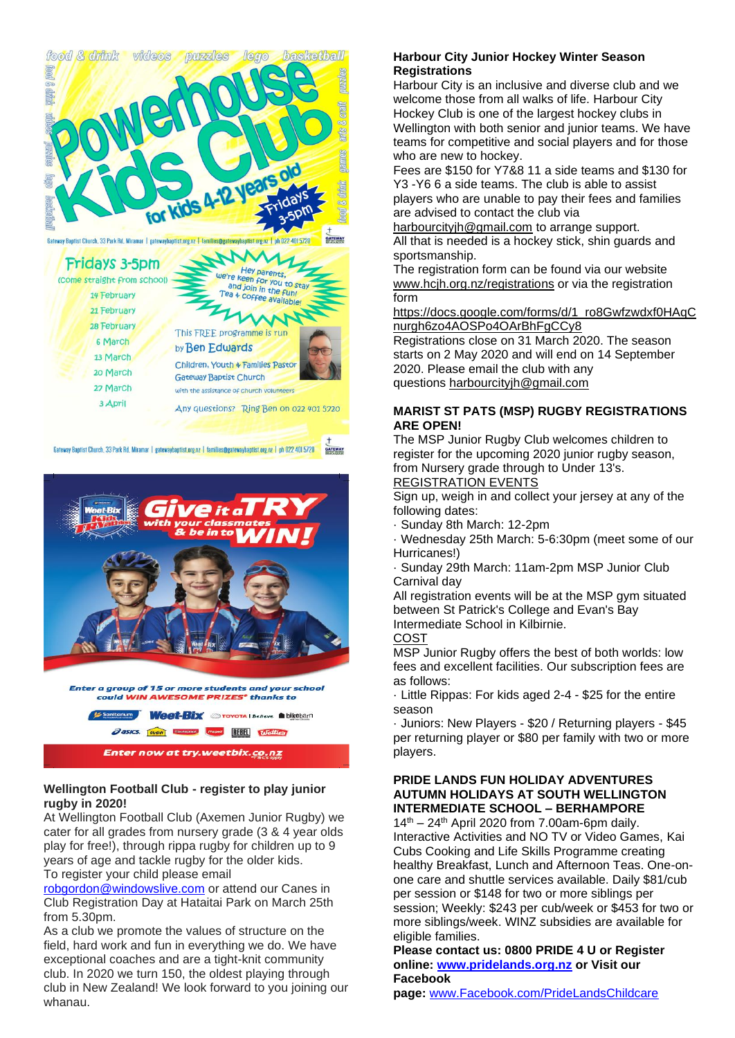# Powerhouse Kids Club

food & drink videos puzzles lego basketball

for kids 4-12 years old

Fridays 3-5pm

Gateway Baptist Church, 33 Park Rd, Miramar | gatewaybaptist.org.nz | families@gatewaybaptist.org.nz | ph 022 401 5720

**Fridays 3-5pm**

(come straight from school)

- 14 February
- 21 February
- 28 February
- 6 March
- 13 March
- 20 March
- 27 March
- 3 April

Hey parents, we're keen for you to stay and join in the fun! Tea + coffee available!

This FREE programme is run by Ben Edwards

Children, Youth + Families Pastor Gateway Baptist Church

with the assistance of church volunteers

Any questions? Ring Ben on 022 401 5720

Gateway Baptist Church, 33 Park Rd, Miramar | gatewaybaptist.org.nz | families@gatewaybaptist.org.nz | ph 022 401 5720

**Give it a TRY with your classmates & be in to WIN!**

Weet-Bix Kids TRYathlon

Enter a group of 15 or more students and your school could WIN AWESOME PRIZES* thanks to

Enter now at try.weetbix.co.nz

## Wellington Football Club - register to play junior rugby in 2020!

At Wellington Football Club (Axemen Junior Rugby) we cater for all grades from nursery grade (3 & 4 year olds play for free!), through rippa rugby for children up to 9 years of age and tackle rugby for the older kids.

To register your child please email robgordon@windowslive.com or attend our Canes in Club Registration Day at Hataitai Park on March 25th from 5.30pm.

As a club we promote the values of structure on the field, hard work and fun in everything we do. We have exceptional coaches and are a tight-knit community club. In 2020 we turn 150, the oldest playing through club in New Zealand! We look forward to you joining our whanau.

## Harbour City Junior Hockey Winter Season Registrations

Harbour City is an inclusive and diverse club and we welcome those from all walks of life. Harbour City Hockey Club is one of the largest hockey clubs in Wellington with both senior and junior teams. We have teams for competitive and social players and for those who are new to hockey.

Fees are $150 for Y7&8 11 a side teams and $130 for Y3 -Y6 6 a side teams. The club is able to assist players who are unable to pay their fees and families are advised to contact the club via harbourcityjh@gmail.com to arrange support.

All that is needed is a hockey stick, shin guards and sportsmanship.

The registration form can be found via our website www.hcjh.org.nz/registrations or via the registration form https://docs.google.com/forms/d/1_ro8GwfzwdxfOHAqCnurgh6zo4AOSPo4OArBhFgCCy8

Registrations close on 31 March 2020. The season starts on 2 May 2020 and will end on 14 September 2020. Please email the club with any questions harbourcityjh@gmail.com

## MARIST ST PATS (MSP) RUGBY REGISTRATIONS ARE OPEN!

The MSP Junior Rugby Club welcomes children to register for the upcoming 2020 junior rugby season, from Nursery grade through to Under 13's.

REGISTRATION EVENTS

Sign up, weigh in and collect your jersey at any of the following dates:

· Sunday 8th March: 12-2pm

· Wednesday 25th March: 5-6:30pm (meet some of our Hurricanes!)

· Sunday 29th March: 11am-2pm MSP Junior Club Carnival day

All registration events will be at the MSP gym situated between St Patrick's College and Evan's Bay Intermediate School in Kilbirnie.

COST

MSP Junior Rugby offers the best of both worlds: low fees and excellent facilities. Our subscription fees are as follows:

· Little Rippas: For kids aged 2-4 - $25 for the entire season

· Juniors: New Players - $20 / Returning players - $45 per returning player or $80 per family with two or more players.

## PRIDE LANDS FUN HOLIDAY ADVENTURES AUTUMN HOLIDAYS AT SOUTH WELLINGTON INTERMEDIATE SCHOOL – BERHAMPORE

14th – 24th April 2020 from 7.00am-6pm daily.

Interactive Activities and NO TV or Video Games, Kai Cubs Cooking and Life Skills Programme creating healthy Breakfast, Lunch and Afternoon Teas. One-on-one care and shuttle services available. Daily $81/cub per session or $148 for two or more siblings per session; Weekly: $243 per cub/week or $453 for two or more siblings/week. WINZ subsidies are available for eligible families.

**Please contact us: 0800 PRIDE 4 U or Register online: www.pridelands.org.nz or Visit our Facebook page:** www.Facebook.com/PrideLandsChildcare